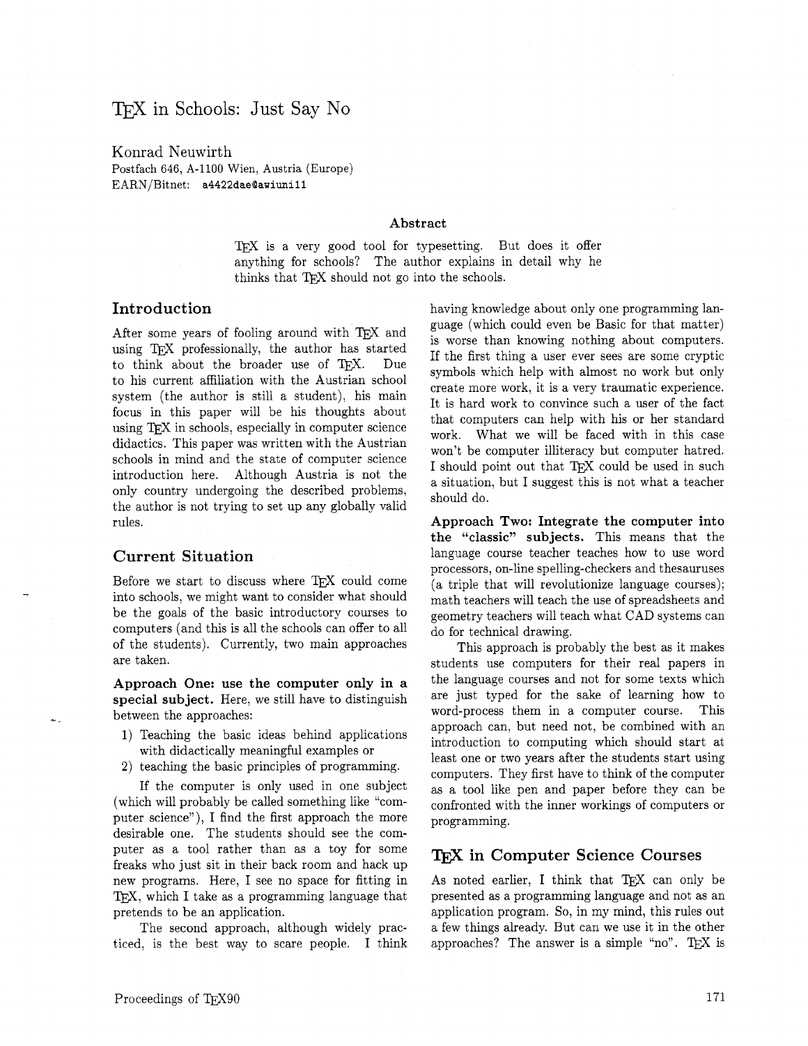# TEX in Schools: Just Say No

Konrad Neuwirth
Postfach 646, A-1100 Wien, Austria (Europe)
EARN/Bitnet: `a4422dae@awiuni11`

### Abstract

TEX is a very good tool for typesetting. But does it offer anything for schools? The author explains in detail why he thinks that TEX should not go into the schools.

## Introduction

After some years of fooling around with TEX and using TEX professionally, the author has started to think about the broader use of TEX. Due to his current affiliation with the Austrian school system (the author is still a student), his main focus in this paper will be his thoughts about using TEX in schools, especially in computer science didactics. This paper was written with the Austrian schools in mind and the state of computer science introduction here. Although Austria is not the only country undergoing the described problems, the author is not trying to set up any globally valid rules.

## Current Situation

Before we start to discuss where TEX could come into schools, we might want to consider what should be the goals of the basic introductory courses to computers (and this is all the schools can offer to all of the students). Currently, two main approaches are taken.

**Approach One: use the computer only in a special subject.** Here, we still have to distinguish between the approaches:

1) Teaching the basic ideas behind applications with didactically meaningful examples or
2) teaching the basic principles of programming.

If the computer is only used in one subject (which will probably be called something like "computer science"), I find the first approach the more desirable one. The students should see the computer as a tool rather than as a toy for some freaks who just sit in their back room and hack up new programs. Here, I see no space for fitting in TEX, which I take as a programming language that pretends to be an application.

The second approach, although widely practiced, is the best way to scare people. I think having knowledge about only one programming language (which could even be Basic for that matter) is worse than knowing nothing about computers. If the first thing a user ever sees are some cryptic symbols which help with almost no work but only create more work, it is a very traumatic experience. It is hard work to convince such a user of the fact that computers can help with his or her standard work. What we will be faced with in this case won't be computer illiteracy but computer hatred. I should point out that TEX could be used in such a situation, but I suggest this is not what a teacher should do.

**Approach Two: Integrate the computer into the "classic" subjects.** This means that the language course teacher teaches how to use word processors, on-line spelling-checkers and thesauruses (a triple that will revolutionize language courses); math teachers will teach the use of spreadsheets and geometry teachers will teach what CAD systems can do for technical drawing.

This approach is probably the best as it makes students use computers for their real papers in the language courses and not for some texts which are just typed for the sake of learning how to word-process them in a computer course. This approach can, but need not, be combined with an introduction to computing which should start at least one or two years after the students start using computers. They first have to think of the computer as a tool like pen and paper before they can be confronted with the inner workings of computers or programming.

## TEX in Computer Science Courses

As noted earlier, I think that TEX can only be presented as a programming language and not as an application program. So, in my mind, this rules out a few things already. But can we use it in the other approaches? The answer is a simple "no". TEX is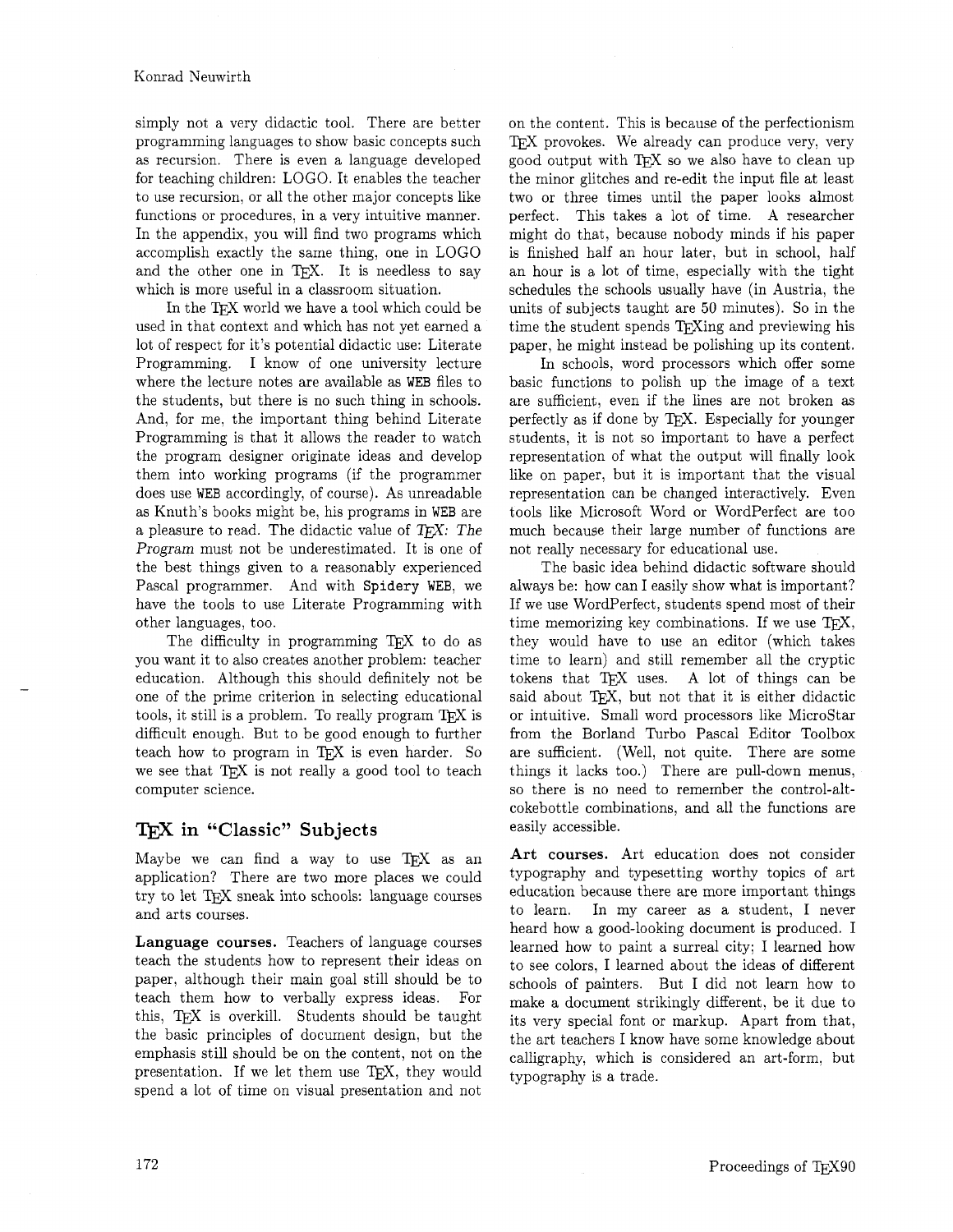simply not a very didactic tool. There are better programming languages to show basic concepts such as recursion. There is even a language developed for teaching children: LOGO. It enables the teacher to use recursion, or all the other major concepts like functions or procedures, in a very intuitive manner. In the appendix, you will find two programs which accomplish exactly the same thing, one in LOGO and the other one in TeX. It is needless to say which is more useful in a classroom situation.

In the TeX world we have a tool which could be used in that context and which has not yet earned a lot of respect for it's potential didactic use: Literate Programming. I know of one university lecture where the lecture notes are available as `WEB` files to the students, but there is no such thing in schools. And, for me, the important thing behind Literate Programming is that it allows the reader to watch the program designer originate ideas and develop them into working programs (if the programmer does use `WEB` accordingly, of course). As unreadable as Knuth's books might be, his programs in `WEB` are a pleasure to read. The didactic value of *TeX: The Program* must not be underestimated. It is one of the best things given to a reasonably experienced Pascal programmer. And with `Spidery WEB`, we have the tools to use Literate Programming with other languages, too.

The difficulty in programming TeX to do as you want it to also creates another problem: teacher education. Although this should definitely not be one of the prime criterion in selecting educational tools, it still is a problem. To really program TeX is difficult enough. But to be good enough to further teach how to program in TeX is even harder. So we see that TeX is not really a good tool to teach computer science.

## TeX in "Classic" Subjects

Maybe we can find a way to use TeX as an application? There are two more places we could try to let TeX sneak into schools: language courses and arts courses.

**Language courses.** Teachers of language courses teach the students how to represent their ideas on paper, although their main goal still should be to teach them how to verbally express ideas. For this, TeX is overkill. Students should be taught the basic principles of document design, but the emphasis still should be on the content, not on the presentation. If we let them use TeX, they would spend a lot of time on visual presentation and not on the content. This is because of the perfectionism TeX provokes. We already can produce very, very good output with TeX so we also have to clean up the minor glitches and re-edit the input file at least two or three times until the paper looks almost perfect. This takes a lot of time. A researcher might do that, because nobody minds if his paper is finished half an hour later, but in school, half an hour is a lot of time, especially with the tight schedules the schools usually have (in Austria, the units of subjects taught are 50 minutes). So in the time the student spends TeXing and previewing his paper, he might instead be polishing up its content.

In schools, word processors which offer some basic functions to polish up the image of a text are sufficient, even if the lines are not broken as perfectly as if done by TeX. Especially for younger students, it is not so important to have a perfect representation of what the output will finally look like on paper, but it is important that the visual representation can be changed interactively. Even tools like Microsoft Word or WordPerfect are too much because their large number of functions are not really necessary for educational use.

The basic idea behind didactic software should always be: how can I easily show what is important? If we use WordPerfect, students spend most of their time memorizing key combinations. If we use TeX, they would have to use an editor (which takes time to learn) and still remember all the cryptic tokens that TeX uses. A lot of things can be said about TeX, but not that it is either didactic or intuitive. Small word processors like MicroStar from the Borland Turbo Pascal Editor Toolbox are sufficient. (Well, not quite. There are some things it lacks too.) There are pull-down menus, so there is no need to remember the control-alt-cokebottle combinations, and all the functions are easily accessible.

**Art courses.** Art education does not consider typography and typesetting worthy topics of art education because there are more important things to learn. In my career as a student, I never heard how a good-looking document is produced. I learned how to paint a surreal city; I learned how to see colors, I learned about the ideas of different schools of painters. But I did not learn how to make a document strikingly different, be it due to its very special font or markup. Apart from that, the art teachers I know have some knowledge about calligraphy, which is considered an art-form, but typography is a trade.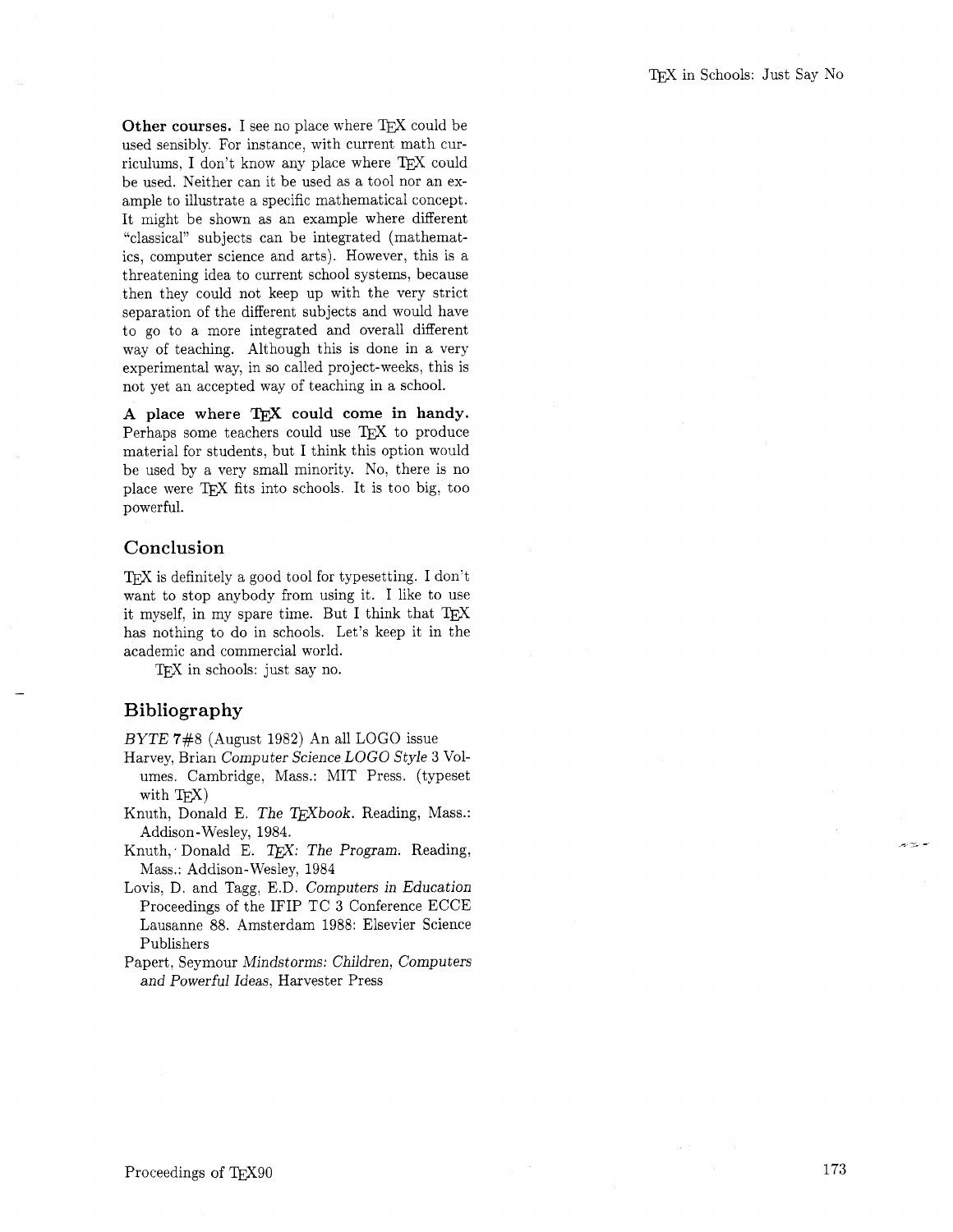**Other courses.** I see no place where TEX could be used sensibly. For instance, with current math curriculums, I don't know any place where TEX could be used. Neither can it be used as a tool nor an example to illustrate a specific mathematical concept. It might be shown as an example where different "classical" subjects can be integrated (mathematics, computer science and arts). However, this is a threatening idea to current school systems, because then they could not keep up with the very strict separation of the different subjects and would have to go to a more integrated and overall different way of teaching. Although this is done in a very experimental way, in so called project-weeks, this is not yet an accepted way of teaching in a school.

**A place where TEX could come in handy.** Perhaps some teachers could use TEX to produce material for students, but I think this option would be used by a very small minority. No, there is no place were TEX fits into schools. It is too big, too powerful.

## Conclusion

TEX is definitely a good tool for typesetting. I don't want to stop anybody from using it. I like to use it myself, in my spare time. But I think that TEX has nothing to do in schools. Let's keep it in the academic and commercial world.

TEX in schools: just say no.

## Bibliography

*BYTE* 7#8 (August 1982) An all LOGO issue

Harvey, Brian *Computer Science LOGO Style* 3 Volumes. Cambridge, Mass.: MIT Press. (typeset with TEX)

Knuth, Donald E. *The TEXbook*. Reading, Mass.: Addison-Wesley, 1984.

Knuth, Donald E. *TEX: The Program*. Reading, Mass.: Addison-Wesley, 1984

Lovis, D. and Tagg, E.D. *Computers in Education* Proceedings of the IFIP TC 3 Conference ECCE Lausanne 88. Amsterdam 1988: Elsevier Science Publishers

Papert, Seymour *Mindstorms: Children, Computers and Powerful Ideas*, Harvester Press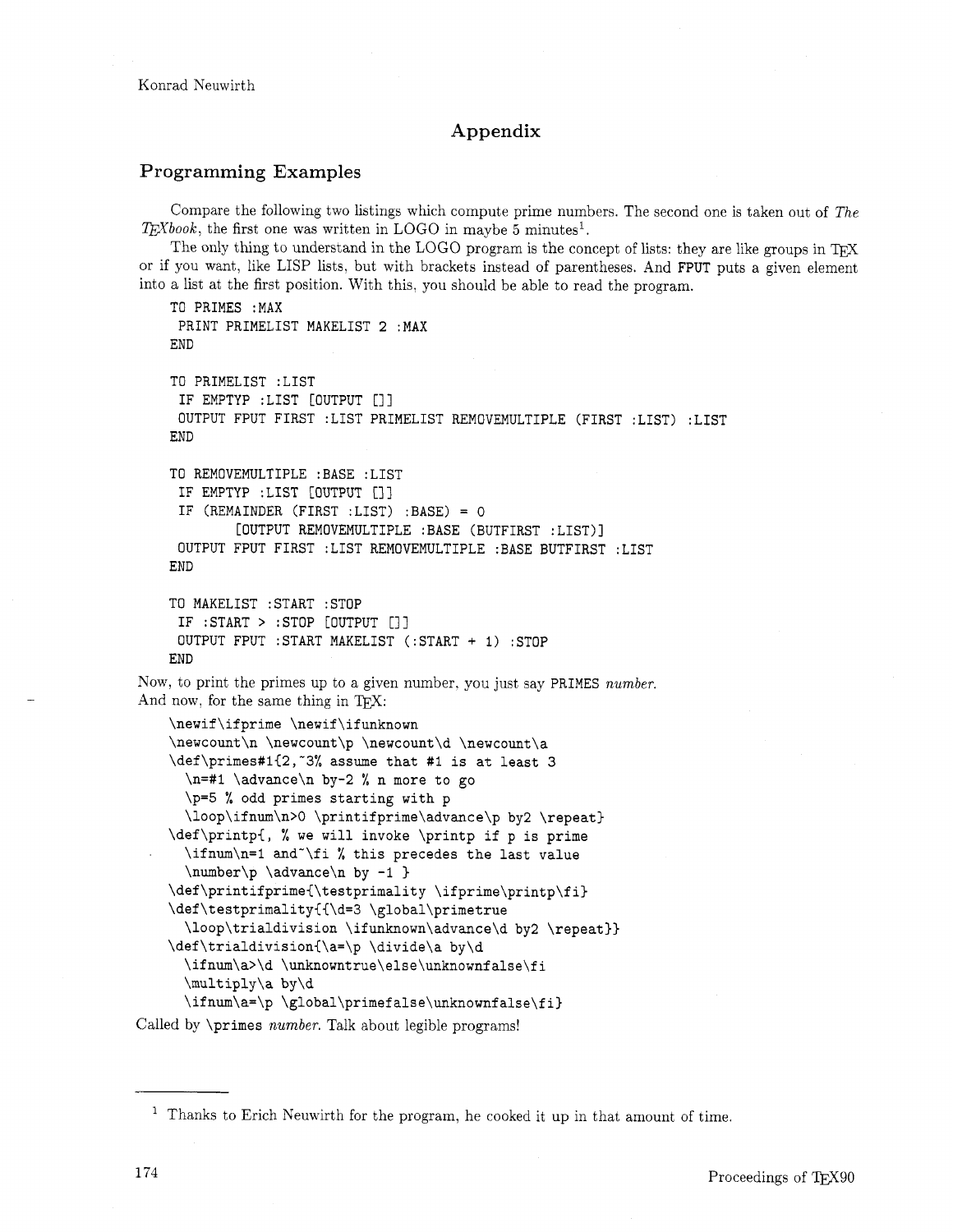## Appendix

### Programming Examples

Compare the following two listings which compute prime numbers. The second one is taken out of *The TEXbook*, the first one was written in LOGO in maybe 5 minutes[1].

The only thing to understand in the LOGO program is the concept of lists: they are like groups in TEX or if you want, like LISP lists, but with brackets instead of parentheses. And FPUT puts a given element into a list at the first position. With this, you should be able to read the program.

```
TO PRIMES :MAX
 PRINT PRIMELIST MAKELIST 2 :MAX
END

TO PRIMELIST :LIST
 IF EMPTYP :LIST [OUTPUT []]
 OUTPUT FPUT FIRST :LIST PRIMELIST REMOVEMULTIPLE (FIRST :LIST) :LIST
END

TO REMOVEMULTIPLE :BASE :LIST
 IF EMPTYP :LIST [OUTPUT []]
 IF (REMAINDER (FIRST :LIST) :BASE) = 0
        [OUTPUT REMOVEMULTIPLE :BASE (BUTFIRST :LIST)]
 OUTPUT FPUT FIRST :LIST REMOVEMULTIPLE :BASE BUTFIRST :LIST
END

TO MAKELIST :START :STOP
 IF :START > :STOP [OUTPUT []]
 OUTPUT FPUT :START MAKELIST (:START + 1) :STOP
END
```

Now, to print the primes up to a given number, you just say PRIMES *number*.
And now, for the same thing in TEX:

```
\newif\ifprime \newif\ifunknown
\newcount\n \newcount\p \newcount\d \newcount\a
\def\primes#1{2,~3% assume that #1 is at least 3
  \n=#1 \advance\n by-2 % n more to go
  \p=5 % odd primes starting with p
  \loop\ifnum\n>0 \printifprime\advance\p by2 \repeat}
\def\printp{, % we will invoke \printp if p is prime
  \ifnum\n=1 and~\fi % this precedes the last value
  \number\p \advance\n by -1 }
\def\printifprime{\testprimality \ifprime\printp\fi}
\def\testprimality{{\d=3 \global\primetrue
  \loop\trialdivision \ifunknown\advance\d by2 \repeat}}
\def\trialdivision{\a=\p \divide\a by\d
  \ifnum\a>\d \unknowntrue\else\unknownfalse\fi
  \multiply\a by\d
  \ifnum\a=\p \global\primefalse\unknownfalse\fi}
```

Called by \primes *number*. Talk about legible programs!

---

[1] Thanks to Erich Neuwirth for the program, he cooked it up in that amount of time.